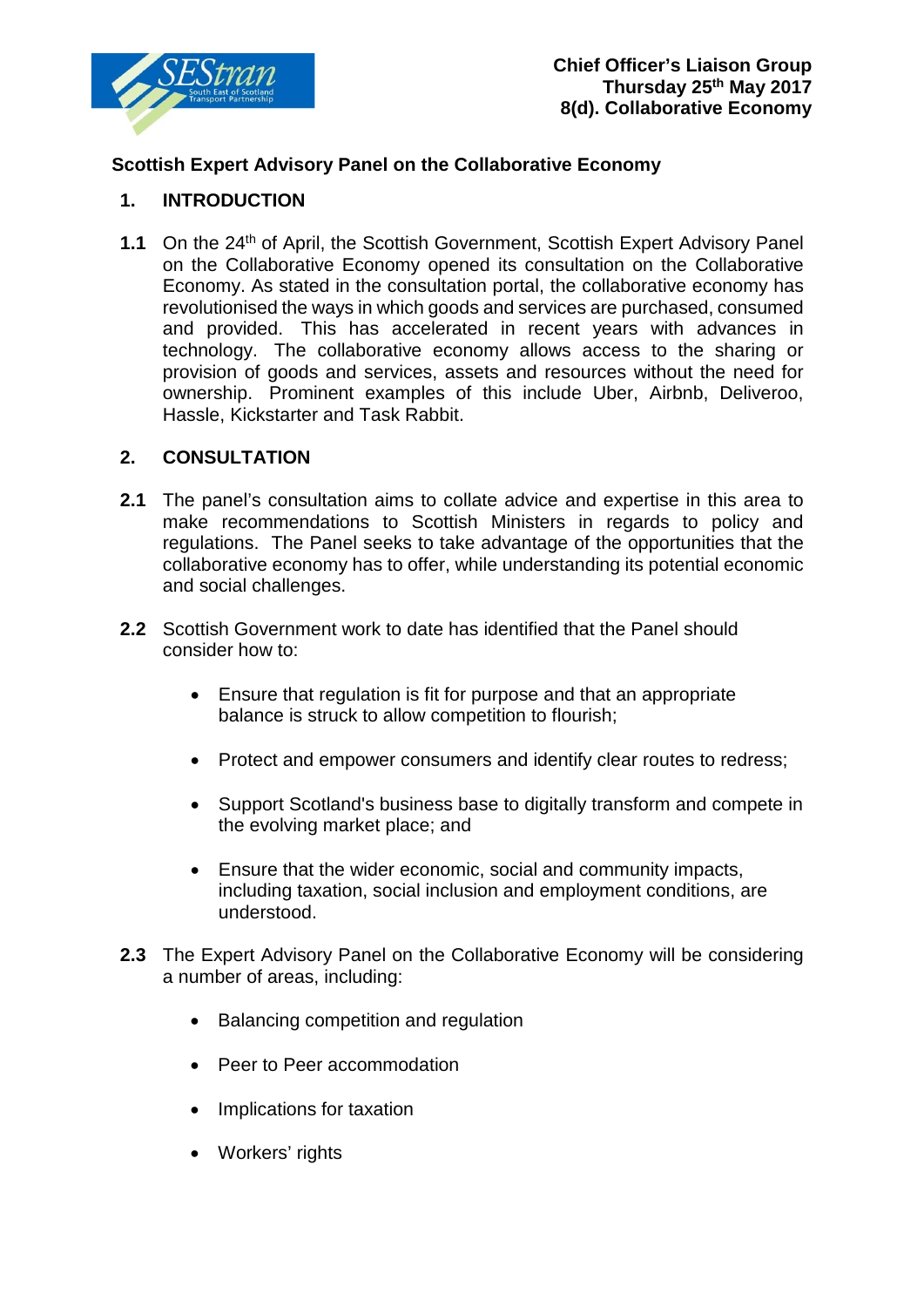Chief Officer's Liaison Group
Thursday 25th May 2017
8(d). Collaborative Economy

## Scottish Expert Advisory Panel on the Collaborative Economy

### 1. INTRODUCTION

**1.1** On the 24th of April, the Scottish Government, Scottish Expert Advisory Panel on the Collaborative Economy opened its consultation on the Collaborative Economy. As stated in the consultation portal, the collaborative economy has revolutionised the ways in which goods and services are purchased, consumed and provided. This has accelerated in recent years with advances in technology. The collaborative economy allows access to the sharing or provision of goods and services, assets and resources without the need for ownership. Prominent examples of this include Uber, Airbnb, Deliveroo, Hassle, Kickstarter and Task Rabbit.

### 2. CONSULTATION

**2.1** The panel's consultation aims to collate advice and expertise in this area to make recommendations to Scottish Ministers in regards to policy and regulations. The Panel seeks to take advantage of the opportunities that the collaborative economy has to offer, while understanding its potential economic and social challenges.

**2.2** Scottish Government work to date has identified that the Panel should consider how to:

- Ensure that regulation is fit for purpose and that an appropriate balance is struck to allow competition to flourish;
- Protect and empower consumers and identify clear routes to redress;
- Support Scotland's business base to digitally transform and compete in the evolving market place; and
- Ensure that the wider economic, social and community impacts, including taxation, social inclusion and employment conditions, are understood.

**2.3** The Expert Advisory Panel on the Collaborative Economy will be considering a number of areas, including:

- Balancing competition and regulation
- Peer to Peer accommodation
- Implications for taxation
- Workers' rights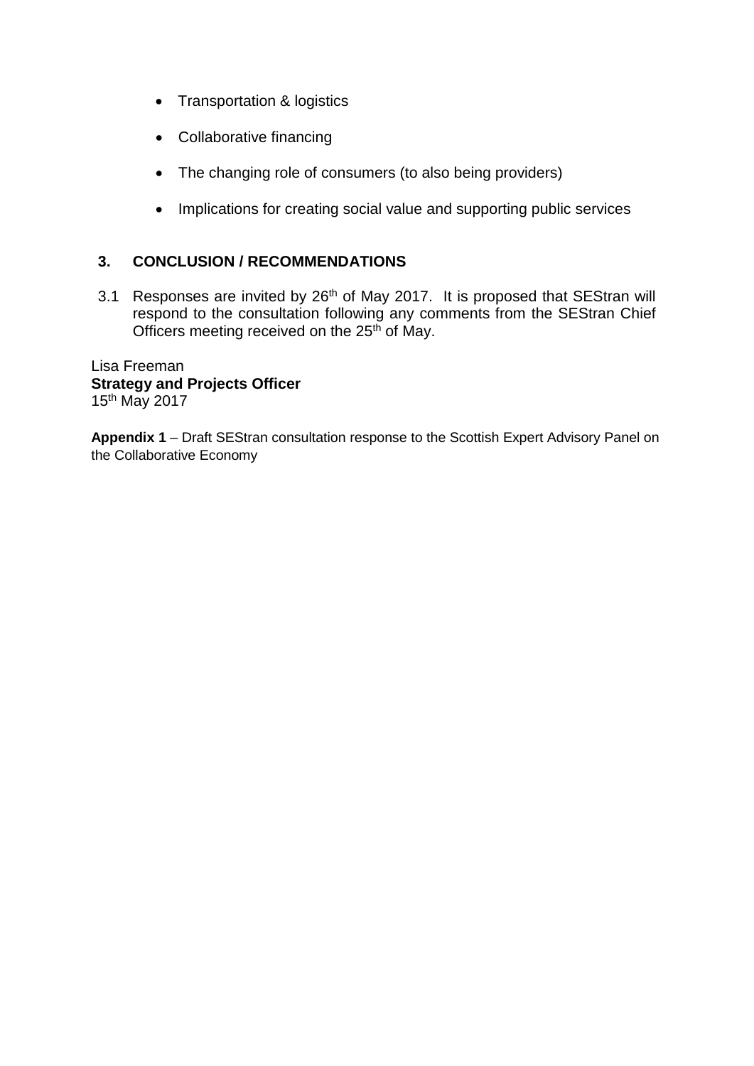- Transportation & logistics
- Collaborative financing
- The changing role of consumers (to also being providers)
- Implications for creating social value and supporting public services

## 3. CONCLUSION / RECOMMENDATIONS

3.1 Responses are invited by 26th of May 2017. It is proposed that SEStran will respond to the consultation following any comments from the SEStran Chief Officers meeting received on the 25th of May.

Lisa Freeman
**Strategy and Projects Officer**
15th May 2017

**Appendix 1** – Draft SEStran consultation response to the Scottish Expert Advisory Panel on the Collaborative Economy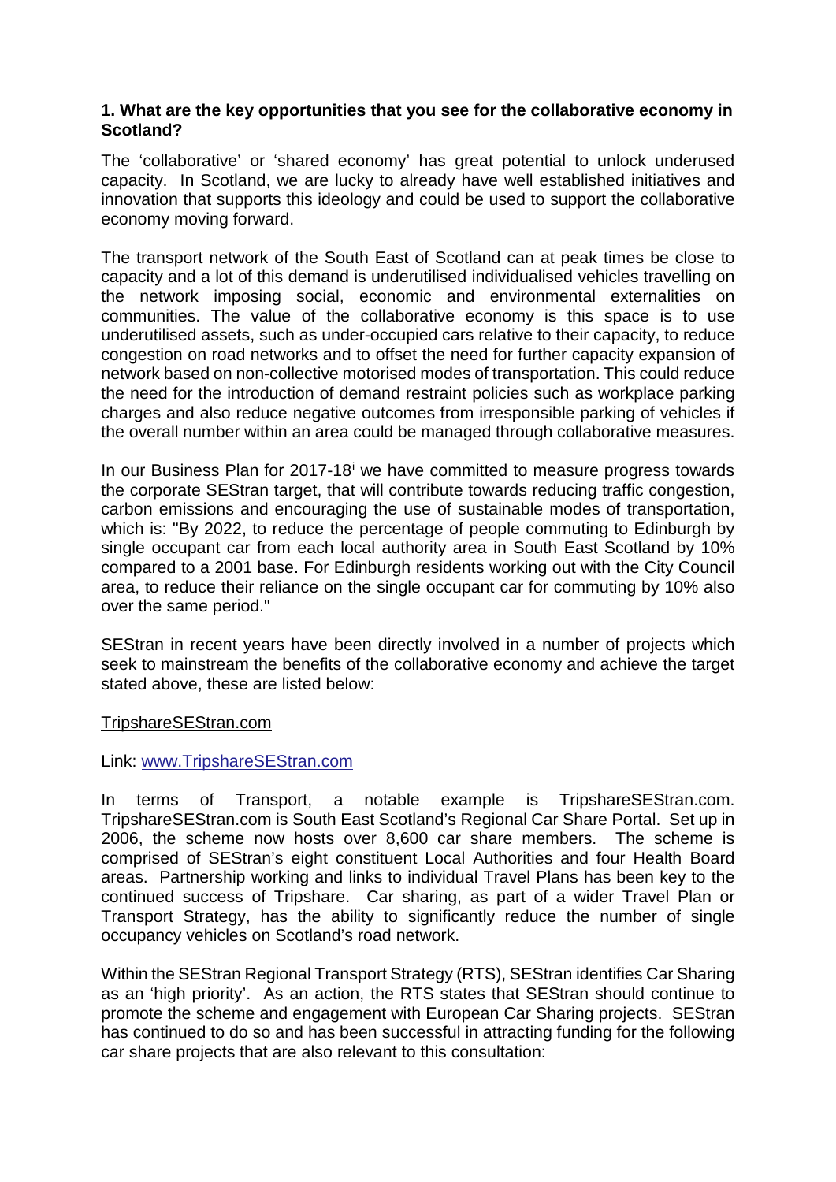**1. What are the key opportunities that you see for the collaborative economy in Scotland?**

The 'collaborative' or 'shared economy' has great potential to unlock underused capacity. In Scotland, we are lucky to already have well established initiatives and innovation that supports this ideology and could be used to support the collaborative economy moving forward.

The transport network of the South East of Scotland can at peak times be close to capacity and a lot of this demand is underutilised individualised vehicles travelling on the network imposing social, economic and environmental externalities on communities. The value of the collaborative economy is this space is to use underutilised assets, such as under-occupied cars relative to their capacity, to reduce congestion on road networks and to offset the need for further capacity expansion of network based on non-collective motorised modes of transportation. This could reduce the need for the introduction of demand restraint policies such as workplace parking charges and also reduce negative outcomes from irresponsible parking of vehicles if the overall number within an area could be managed through collaborative measures.

In our Business Plan for 2017-18[i] we have committed to measure progress towards the corporate SEStran target, that will contribute towards reducing traffic congestion, carbon emissions and encouraging the use of sustainable modes of transportation, which is: "By 2022, to reduce the percentage of people commuting to Edinburgh by single occupant car from each local authority area in South East Scotland by 10% compared to a 2001 base. For Edinburgh residents working out with the City Council area, to reduce their reliance on the single occupant car for commuting by 10% also over the same period."

SEStran in recent years have been directly involved in a number of projects which seek to mainstream the benefits of the collaborative economy and achieve the target stated above, these are listed below:

TripshareSEStran.com

Link: www.TripshareSEStran.com

In terms of Transport, a notable example is TripshareSEStran.com. TripshareSEStran.com is South East Scotland's Regional Car Share Portal. Set up in 2006, the scheme now hosts over 8,600 car share members. The scheme is comprised of SEStran's eight constituent Local Authorities and four Health Board areas. Partnership working and links to individual Travel Plans has been key to the continued success of Tripshare. Car sharing, as part of a wider Travel Plan or Transport Strategy, has the ability to significantly reduce the number of single occupancy vehicles on Scotland's road network.

Within the SEStran Regional Transport Strategy (RTS), SEStran identifies Car Sharing as an 'high priority'. As an action, the RTS states that SEStran should continue to promote the scheme and engagement with European Car Sharing projects. SEStran has continued to do so and has been successful in attracting funding for the following car share projects that are also relevant to this consultation: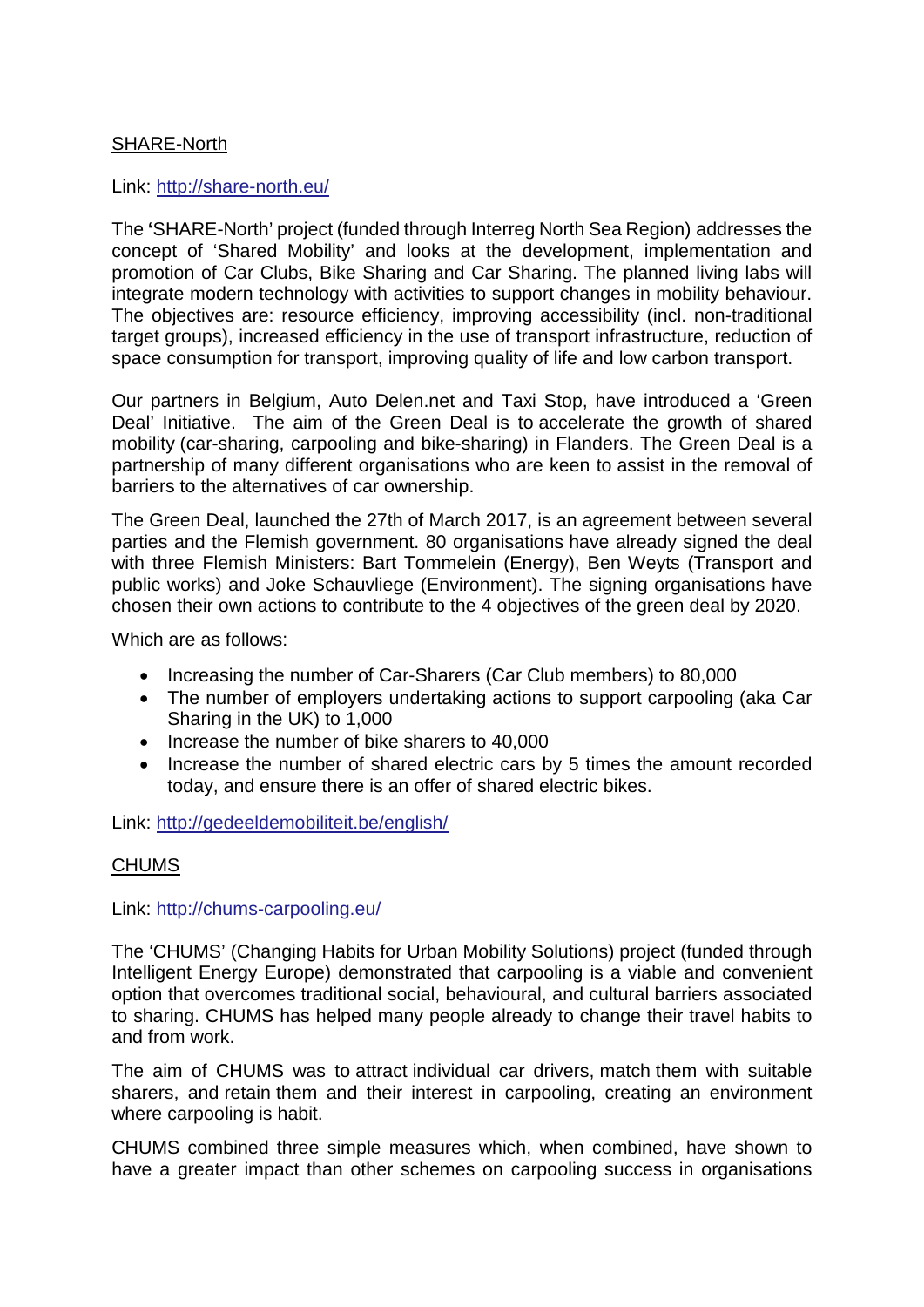SHARE-North

Link: [http://share-north.eu/](http://share-north.eu/)

The 'SHARE-North' project (funded through Interreg North Sea Region) addresses the concept of 'Shared Mobility' and looks at the development, implementation and promotion of Car Clubs, Bike Sharing and Car Sharing. The planned living labs will integrate modern technology with activities to support changes in mobility behaviour. The objectives are: resource efficiency, improving accessibility (incl. non-traditional target groups), increased efficiency in the use of transport infrastructure, reduction of space consumption for transport, improving quality of life and low carbon transport.

Our partners in Belgium, Auto Delen.net and Taxi Stop, have introduced a 'Green Deal' Initiative. The aim of the Green Deal is to accelerate the growth of shared mobility (car-sharing, carpooling and bike-sharing) in Flanders. The Green Deal is a partnership of many different organisations who are keen to assist in the removal of barriers to the alternatives of car ownership.

The Green Deal, launched the 27th of March 2017, is an agreement between several parties and the Flemish government. 80 organisations have already signed the deal with three Flemish Ministers: Bart Tommelein (Energy), Ben Weyts (Transport and public works) and Joke Schauvliege (Environment). The signing organisations have chosen their own actions to contribute to the 4 objectives of the green deal by 2020.

Which are as follows:

- Increasing the number of Car-Sharers (Car Club members) to 80,000
- The number of employers undertaking actions to support carpooling (aka Car Sharing in the UK) to 1,000
- Increase the number of bike sharers to 40,000
- Increase the number of shared electric cars by 5 times the amount recorded today, and ensure there is an offer of shared electric bikes.

Link: [http://gedeeldemobiliteit.be/english/](http://gedeeldemobiliteit.be/english/)

CHUMS

Link: [http://chums-carpooling.eu/](http://chums-carpooling.eu/)

The 'CHUMS' (Changing Habits for Urban Mobility Solutions) project (funded through Intelligent Energy Europe) demonstrated that carpooling is a viable and convenient option that overcomes traditional social, behavioural, and cultural barriers associated to sharing. CHUMS has helped many people already to change their travel habits to and from work.

The aim of CHUMS was to attract individual car drivers, match them with suitable sharers, and retain them and their interest in carpooling, creating an environment where carpooling is habit.

CHUMS combined three simple measures which, when combined, have shown to have a greater impact than other schemes on carpooling success in organisations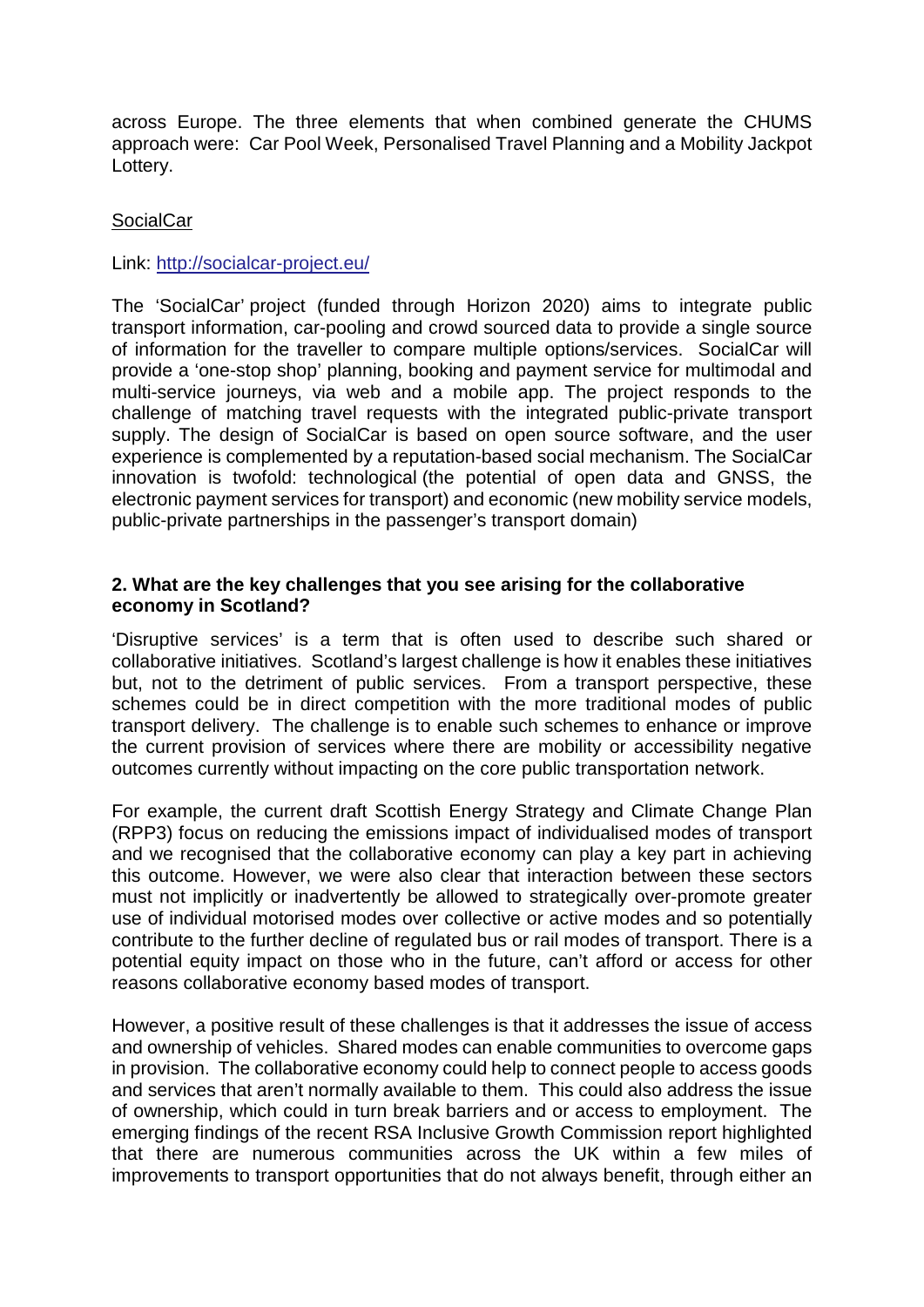across Europe. The three elements that when combined generate the CHUMS approach were: Car Pool Week, Personalised Travel Planning and a Mobility Jackpot Lottery.

SocialCar

Link: http://socialcar-project.eu/

The 'SocialCar' project (funded through Horizon 2020) aims to integrate public transport information, car-pooling and crowd sourced data to provide a single source of information for the traveller to compare multiple options/services. SocialCar will provide a 'one-stop shop' planning, booking and payment service for multimodal and multi-service journeys, via web and a mobile app. The project responds to the challenge of matching travel requests with the integrated public-private transport supply. The design of SocialCar is based on open source software, and the user experience is complemented by a reputation-based social mechanism. The SocialCar innovation is twofold: technological (the potential of open data and GNSS, the electronic payment services for transport) and economic (new mobility service models, public-private partnerships in the passenger's transport domain)

**2. What are the key challenges that you see arising for the collaborative economy in Scotland?**

'Disruptive services' is a term that is often used to describe such shared or collaborative initiatives. Scotland's largest challenge is how it enables these initiatives but, not to the detriment of public services. From a transport perspective, these schemes could be in direct competition with the more traditional modes of public transport delivery. The challenge is to enable such schemes to enhance or improve the current provision of services where there are mobility or accessibility negative outcomes currently without impacting on the core public transportation network.

For example, the current draft Scottish Energy Strategy and Climate Change Plan (RPP3) focus on reducing the emissions impact of individualised modes of transport and we recognised that the collaborative economy can play a key part in achieving this outcome. However, we were also clear that interaction between these sectors must not implicitly or inadvertently be allowed to strategically over-promote greater use of individual motorised modes over collective or active modes and so potentially contribute to the further decline of regulated bus or rail modes of transport. There is a potential equity impact on those who in the future, can't afford or access for other reasons collaborative economy based modes of transport.

However, a positive result of these challenges is that it addresses the issue of access and ownership of vehicles. Shared modes can enable communities to overcome gaps in provision. The collaborative economy could help to connect people to access goods and services that aren't normally available to them. This could also address the issue of ownership, which could in turn break barriers and or access to employment. The emerging findings of the recent RSA Inclusive Growth Commission report highlighted that there are numerous communities across the UK within a few miles of improvements to transport opportunities that do not always benefit, through either an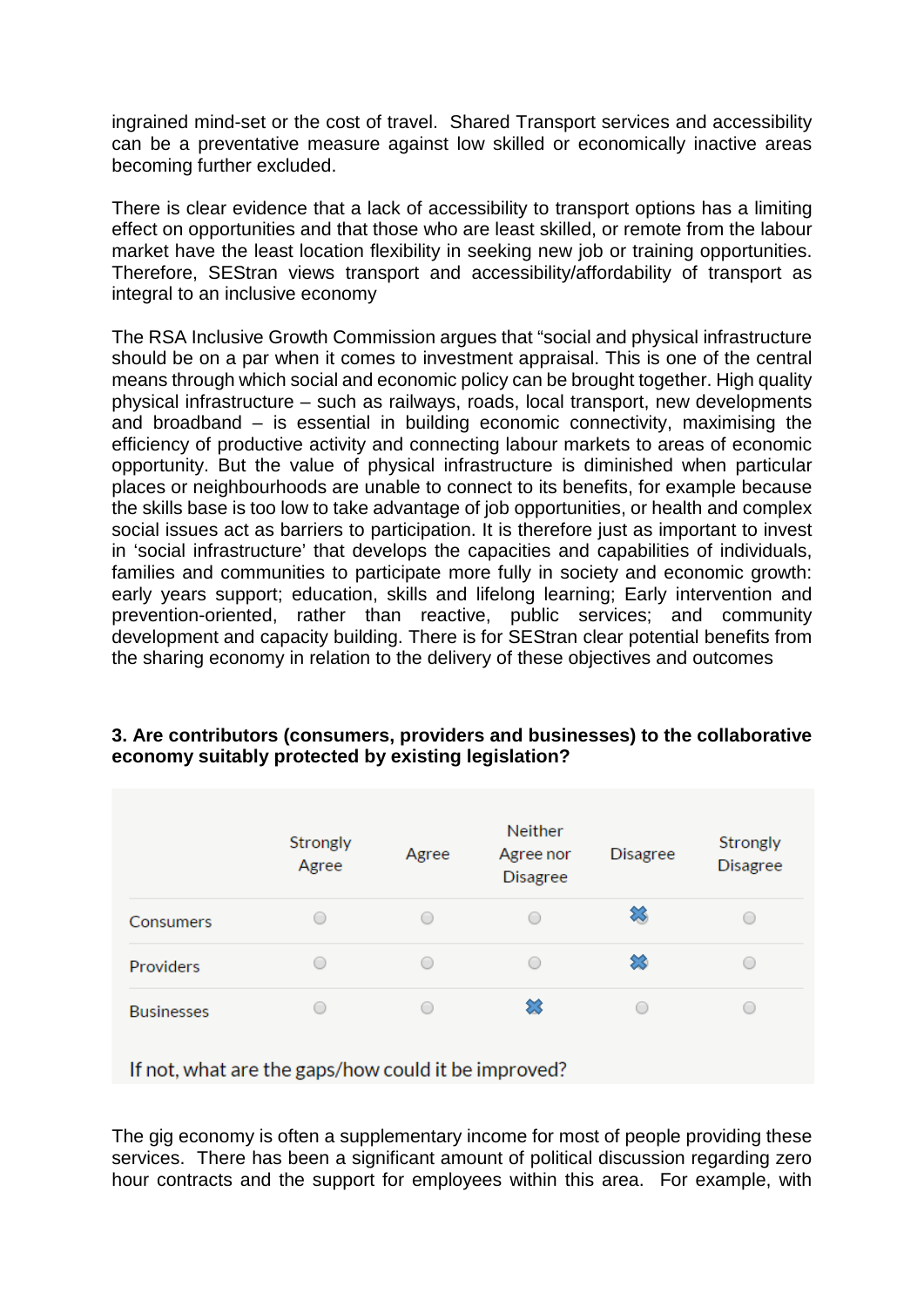ingrained mind-set or the cost of travel. Shared Transport services and accessibility can be a preventative measure against low skilled or economically inactive areas becoming further excluded.

There is clear evidence that a lack of accessibility to transport options has a limiting effect on opportunities and that those who are least skilled, or remote from the labour market have the least location flexibility in seeking new job or training opportunities. Therefore, SEStran views transport and accessibility/affordability of transport as integral to an inclusive economy

The RSA Inclusive Growth Commission argues that "social and physical infrastructure should be on a par when it comes to investment appraisal. This is one of the central means through which social and economic policy can be brought together. High quality physical infrastructure – such as railways, roads, local transport, new developments and broadband – is essential in building economic connectivity, maximising the efficiency of productive activity and connecting labour markets to areas of economic opportunity. But the value of physical infrastructure is diminished when particular places or neighbourhoods are unable to connect to its benefits, for example because the skills base is too low to take advantage of job opportunities, or health and complex social issues act as barriers to participation. It is therefore just as important to invest in 'social infrastructure' that develops the capacities and capabilities of individuals, families and communities to participate more fully in society and economic growth: early years support; education, skills and lifelong learning; Early intervention and prevention-oriented, rather than reactive, public services; and community development and capacity building. There is for SEStran clear potential benefits from the sharing economy in relation to the delivery of these objectives and outcomes

**3. Are contributors (consumers, providers and businesses) to the collaborative economy suitably protected by existing legislation?**

| | Strongly Agree | Agree | Neither Agree nor Disagree | Disagree | Strongly Disagree |
|---|---|---|---|---|---|
| Consumers | | | | X | |
| Providers | | | | X | |
| Businesses | | | X | | |

If not, what are the gaps/how could it be improved?

The gig economy is often a supplementary income for most of people providing these services. There has been a significant amount of political discussion regarding zero hour contracts and the support for employees within this area. For example, with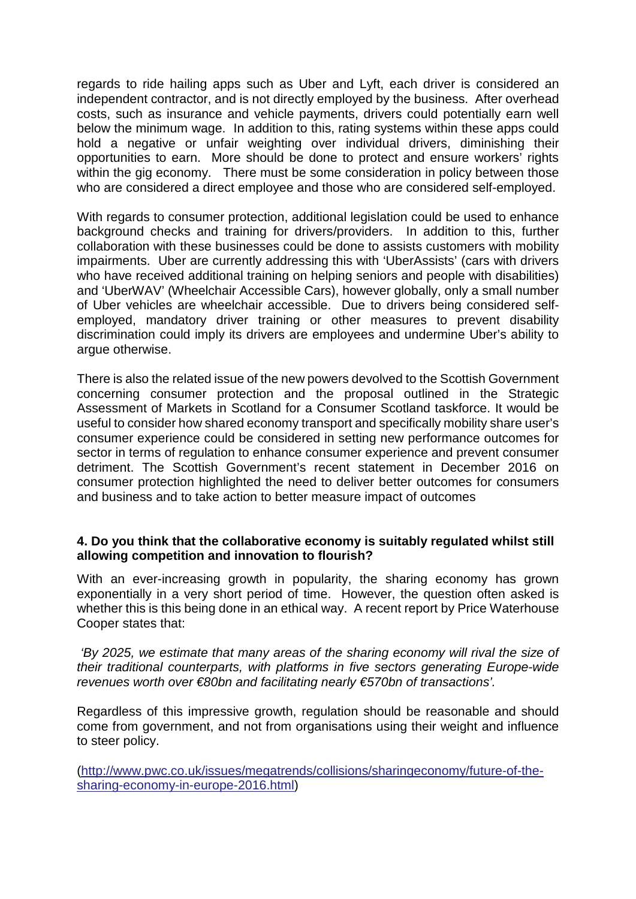regards to ride hailing apps such as Uber and Lyft, each driver is considered an independent contractor, and is not directly employed by the business. After overhead costs, such as insurance and vehicle payments, drivers could potentially earn well below the minimum wage. In addition to this, rating systems within these apps could hold a negative or unfair weighting over individual drivers, diminishing their opportunities to earn. More should be done to protect and ensure workers' rights within the gig economy. There must be some consideration in policy between those who are considered a direct employee and those who are considered self-employed.

With regards to consumer protection, additional legislation could be used to enhance background checks and training for drivers/providers. In addition to this, further collaboration with these businesses could be done to assists customers with mobility impairments. Uber are currently addressing this with 'UberAssists' (cars with drivers who have received additional training on helping seniors and people with disabilities) and 'UberWAV' (Wheelchair Accessible Cars), however globally, only a small number of Uber vehicles are wheelchair accessible. Due to drivers being considered self-employed, mandatory driver training or other measures to prevent disability discrimination could imply its drivers are employees and undermine Uber's ability to argue otherwise.

There is also the related issue of the new powers devolved to the Scottish Government concerning consumer protection and the proposal outlined in the Strategic Assessment of Markets in Scotland for a Consumer Scotland taskforce. It would be useful to consider how shared economy transport and specifically mobility share user's consumer experience could be considered in setting new performance outcomes for sector in terms of regulation to enhance consumer experience and prevent consumer detriment. The Scottish Government's recent statement in December 2016 on consumer protection highlighted the need to deliver better outcomes for consumers and business and to take action to better measure impact of outcomes

**4. Do you think that the collaborative economy is suitably regulated whilst still allowing competition and innovation to flourish?**

With an ever-increasing growth in popularity, the sharing economy has grown exponentially in a very short period of time. However, the question often asked is whether this is this being done in an ethical way. A recent report by Price Waterhouse Cooper states that:

*'By 2025, we estimate that many areas of the sharing economy will rival the size of their traditional counterparts, with platforms in five sectors generating Europe-wide revenues worth over €80bn and facilitating nearly €570bn of transactions'.*

Regardless of this impressive growth, regulation should be reasonable and should come from government, and not from organisations using their weight and influence to steer policy.

(http://www.pwc.co.uk/issues/megatrends/collisions/sharingeconomy/future-of-the-sharing-economy-in-europe-2016.html)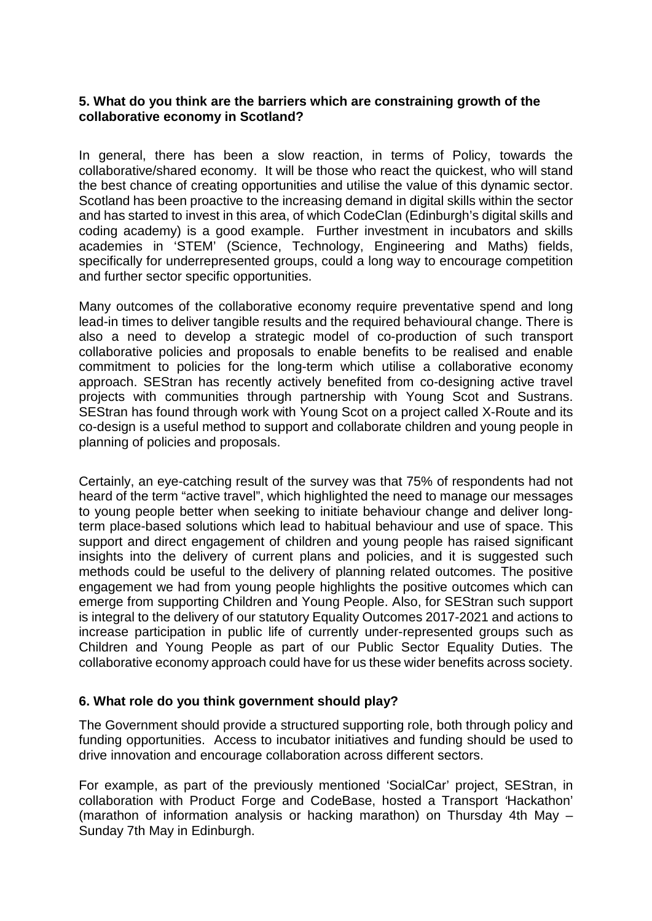**5. What do you think are the barriers which are constraining growth of the collaborative economy in Scotland?**

In general, there has been a slow reaction, in terms of Policy, towards the collaborative/shared economy. It will be those who react the quickest, who will stand the best chance of creating opportunities and utilise the value of this dynamic sector. Scotland has been proactive to the increasing demand in digital skills within the sector and has started to invest in this area, of which CodeClan (Edinburgh's digital skills and coding academy) is a good example. Further investment in incubators and skills academies in 'STEM' (Science, Technology, Engineering and Maths) fields, specifically for underrepresented groups, could a long way to encourage competition and further sector specific opportunities.

Many outcomes of the collaborative economy require preventative spend and long lead-in times to deliver tangible results and the required behavioural change. There is also a need to develop a strategic model of co-production of such transport collaborative policies and proposals to enable benefits to be realised and enable commitment to policies for the long-term which utilise a collaborative economy approach. SEStran has recently actively benefited from co-designing active travel projects with communities through partnership with Young Scot and Sustrans. SEStran has found through work with Young Scot on a project called X-Route and its co-design is a useful method to support and collaborate children and young people in planning of policies and proposals.

Certainly, an eye-catching result of the survey was that 75% of respondents had not heard of the term "active travel", which highlighted the need to manage our messages to young people better when seeking to initiate behaviour change and deliver long-term place-based solutions which lead to habitual behaviour and use of space. This support and direct engagement of children and young people has raised significant insights into the delivery of current plans and policies, and it is suggested such methods could be useful to the delivery of planning related outcomes. The positive engagement we had from young people highlights the positive outcomes which can emerge from supporting Children and Young People. Also, for SEStran such support is integral to the delivery of our statutory Equality Outcomes 2017-2021 and actions to increase participation in public life of currently under-represented groups such as Children and Young People as part of our Public Sector Equality Duties. The collaborative economy approach could have for us these wider benefits across society.

**6. What role do you think government should play?**

The Government should provide a structured supporting role, both through policy and funding opportunities. Access to incubator initiatives and funding should be used to drive innovation and encourage collaboration across different sectors.

For example, as part of the previously mentioned 'SocialCar' project, SEStran, in collaboration with Product Forge and CodeBase, hosted a Transport 'Hackathon' (marathon of information analysis or hacking marathon) on Thursday 4th May – Sunday 7th May in Edinburgh.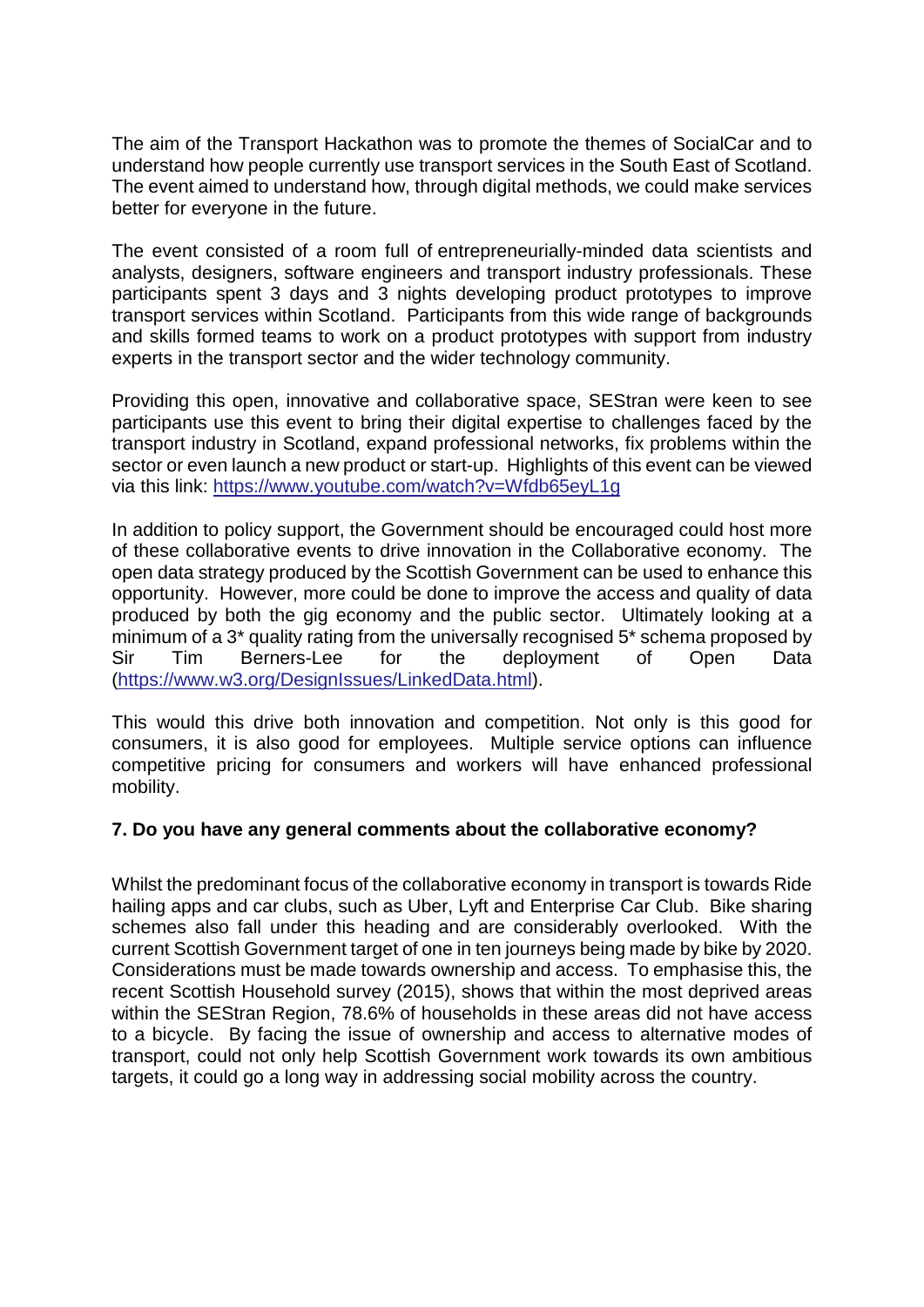The aim of the Transport Hackathon was to promote the themes of SocialCar and to understand how people currently use transport services in the South East of Scotland. The event aimed to understand how, through digital methods, we could make services better for everyone in the future.

The event consisted of a room full of entrepreneurially-minded data scientists and analysts, designers, software engineers and transport industry professionals. These participants spent 3 days and 3 nights developing product prototypes to improve transport services within Scotland. Participants from this wide range of backgrounds and skills formed teams to work on a product prototypes with support from industry experts in the transport sector and the wider technology community.

Providing this open, innovative and collaborative space, SEStran were keen to see participants use this event to bring their digital expertise to challenges faced by the transport industry in Scotland, expand professional networks, fix problems within the sector or even launch a new product or start-up. Highlights of this event can be viewed via this link: https://www.youtube.com/watch?v=Wfdb65eyL1g

In addition to policy support, the Government should be encouraged could host more of these collaborative events to drive innovation in the Collaborative economy. The open data strategy produced by the Scottish Government can be used to enhance this opportunity. However, more could be done to improve the access and quality of data produced by both the gig economy and the public sector. Ultimately looking at a minimum of a 3* quality rating from the universally recognised 5* schema proposed by Sir Tim Berners-Lee for the deployment of Open Data (https://www.w3.org/DesignIssues/LinkedData.html).

This would this drive both innovation and competition. Not only is this good for consumers, it is also good for employees. Multiple service options can influence competitive pricing for consumers and workers will have enhanced professional mobility.

**7. Do you have any general comments about the collaborative economy?**

Whilst the predominant focus of the collaborative economy in transport is towards Ride hailing apps and car clubs, such as Uber, Lyft and Enterprise Car Club. Bike sharing schemes also fall under this heading and are considerably overlooked. With the current Scottish Government target of one in ten journeys being made by bike by 2020. Considerations must be made towards ownership and access. To emphasise this, the recent Scottish Household survey (2015), shows that within the most deprived areas within the SEStran Region, 78.6% of households in these areas did not have access to a bicycle. By facing the issue of ownership and access to alternative modes of transport, could not only help Scottish Government work towards its own ambitious targets, it could go a long way in addressing social mobility across the country.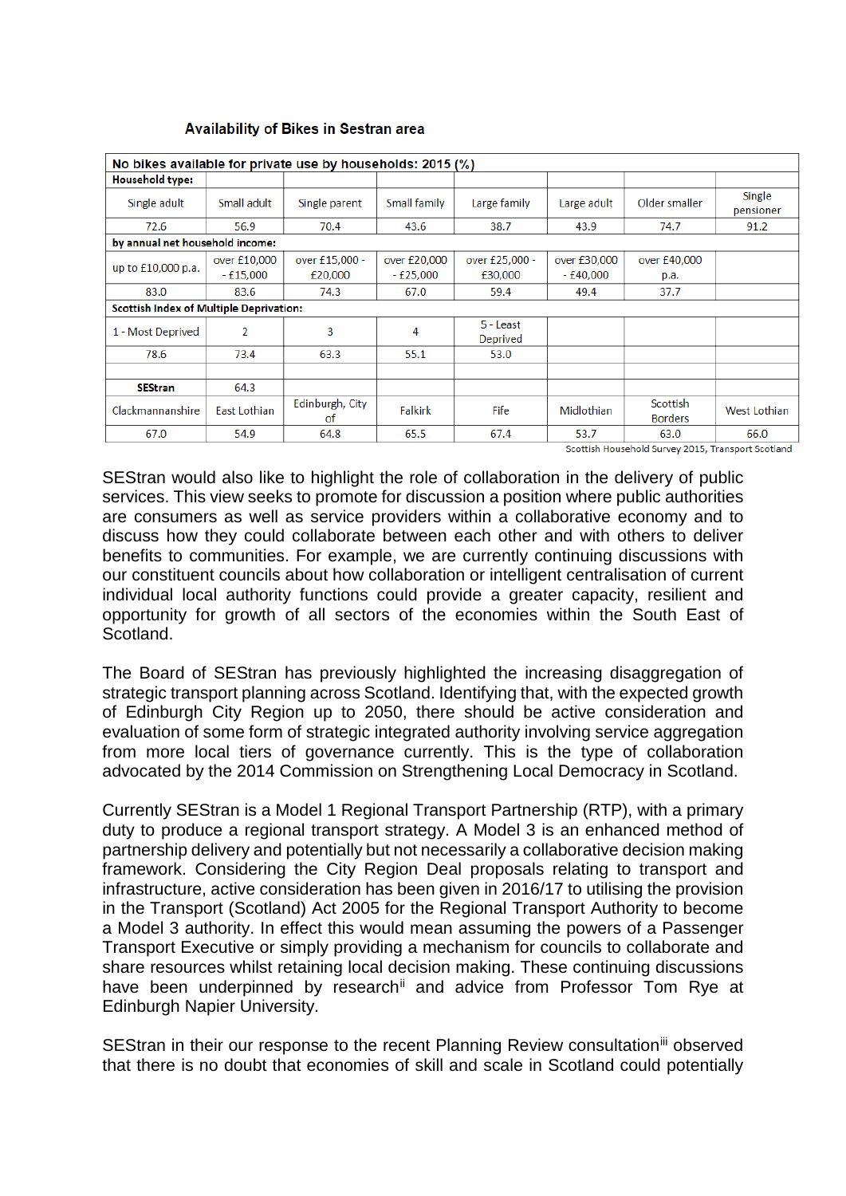**Availability of Bikes in Sestran area**

| No bikes available for private use by households: 2015 (%) | | | | | | | |
|---|---|---|---|---|---|---|---|
| **Household type:** | | | | | | | |
| Single adult | Small adult | Single parent | Small family | Large family | Large adult | Older smaller | Single pensioner |
| 72.6 | 56.9 | 70.4 | 43.6 | 38.7 | 43.9 | 74.7 | 91.2 |
| **by annual net household income:** | | | | | | | |
| up to £10,000 p.a. | over £10,000 - £15,000 | over £15,000 - £20,000 | over £20,000 - £25,000 | over £25,000 - £30,000 | over £30,000 - £40,000 | over £40,000 p.a. | |
| 83.0 | 83.6 | 74.3 | 67.0 | 59.4 | 49.4 | 37.7 | |
| **Scottish Index of Multiple Deprivation:** | | | | | | | |
| 1 - Most Deprived | 2 | 3 | 4 | 5 - Least Deprived | | | |
| 78.6 | 73.4 | 63.3 | 55.1 | 53.0 | | | |
| | | | | | | | |
| **SEStran** | 64.3 | | | | | | |
| Clackmannanshire | East Lothian | Edinburgh, City of | Falkirk | Fife | Midlothian | Scottish Borders | West Lothian |
| 67.0 | 54.9 | 64.8 | 65.5 | 67.4 | 53.7 | 63.0 | 66.0 |

Scottish Household Survey 2015, Transport Scotland

SEStran would also like to highlight the role of collaboration in the delivery of public services. This view seeks to promote for discussion a position where public authorities are consumers as well as service providers within a collaborative economy and to discuss how they could collaborate between each other and with others to deliver benefits to communities. For example, we are currently continuing discussions with our constituent councils about how collaboration or intelligent centralisation of current individual local authority functions could provide a greater capacity, resilient and opportunity for growth of all sectors of the economies within the South East of Scotland.

The Board of SEStran has previously highlighted the increasing disaggregation of strategic transport planning across Scotland. Identifying that, with the expected growth of Edinburgh City Region up to 2050, there should be active consideration and evaluation of some form of strategic integrated authority involving service aggregation from more local tiers of governance currently. This is the type of collaboration advocated by the 2014 Commission on Strengthening Local Democracy in Scotland.

Currently SEStran is a Model 1 Regional Transport Partnership (RTP), with a primary duty to produce a regional transport strategy. A Model 3 is an enhanced method of partnership delivery and potentially but not necessarily a collaborative decision making framework. Considering the City Region Deal proposals relating to transport and infrastructure, active consideration has been given in 2016/17 to utilising the provision in the Transport (Scotland) Act 2005 for the Regional Transport Authority to become a Model 3 authority. In effect this would mean assuming the powers of a Passenger Transport Executive or simply providing a mechanism for councils to collaborate and share resources whilst retaining local decision making. These continuing discussions have been underpinned by research[ii] and advice from Professor Tom Rye at Edinburgh Napier University.

SEStran in their our response to the recent Planning Review consultation[iii] observed that there is no doubt that economies of skill and scale in Scotland could potentially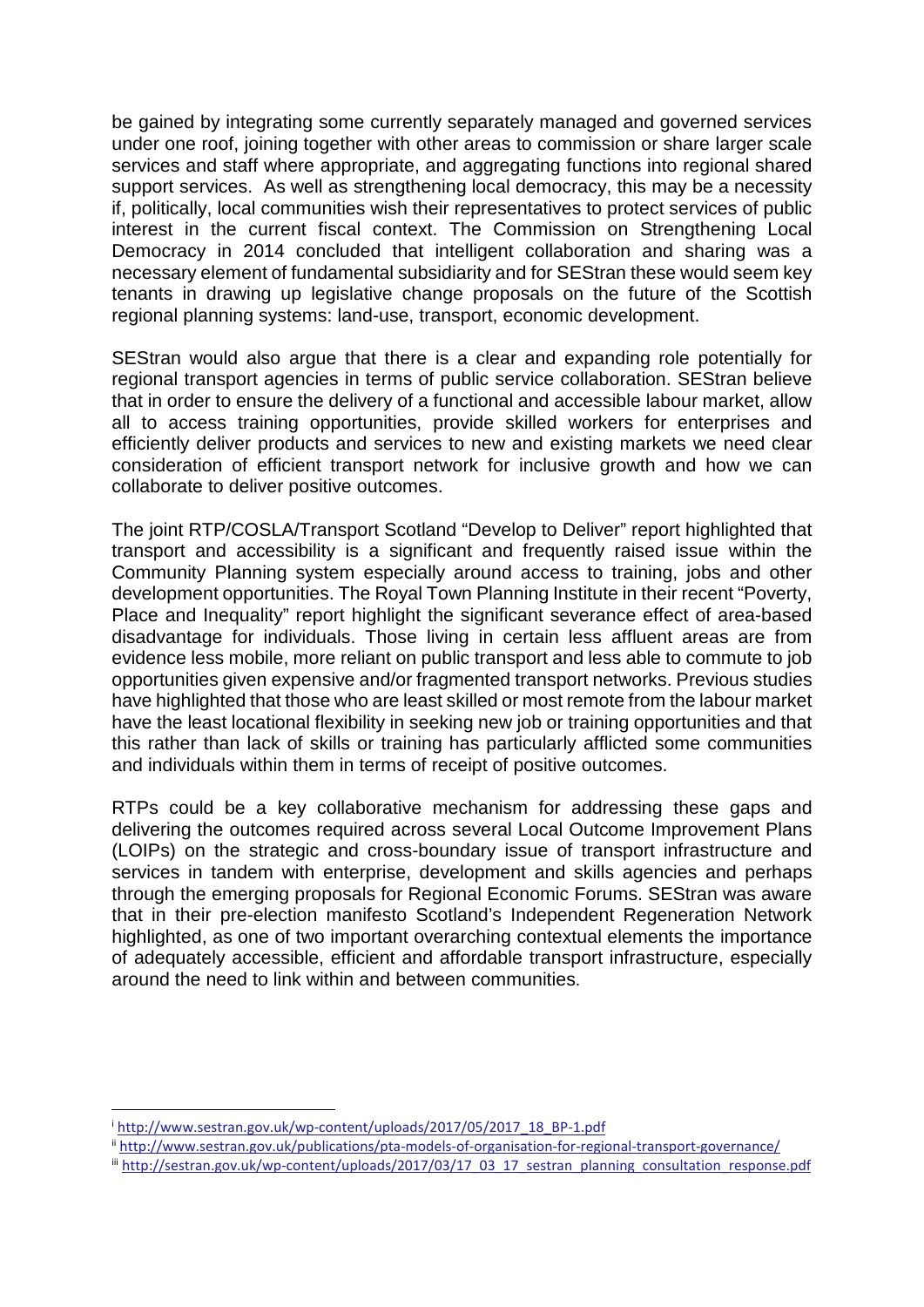be gained by integrating some currently separately managed and governed services under one roof, joining together with other areas to commission or share larger scale services and staff where appropriate, and aggregating functions into regional shared support services. As well as strengthening local democracy, this may be a necessity if, politically, local communities wish their representatives to protect services of public interest in the current fiscal context. The Commission on Strengthening Local Democracy in 2014 concluded that intelligent collaboration and sharing was a necessary element of fundamental subsidiarity and for SEStran these would seem key tenants in drawing up legislative change proposals on the future of the Scottish regional planning systems: land-use, transport, economic development.

SEStran would also argue that there is a clear and expanding role potentially for regional transport agencies in terms of public service collaboration. SEStran believe that in order to ensure the delivery of a functional and accessible labour market, allow all to access training opportunities, provide skilled workers for enterprises and efficiently deliver products and services to new and existing markets we need clear consideration of efficient transport network for inclusive growth and how we can collaborate to deliver positive outcomes.

The joint RTP/COSLA/Transport Scotland "Develop to Deliver" report highlighted that transport and accessibility is a significant and frequently raised issue within the Community Planning system especially around access to training, jobs and other development opportunities. The Royal Town Planning Institute in their recent "Poverty, Place and Inequality" report highlight the significant severance effect of area-based disadvantage for individuals. Those living in certain less affluent areas are from evidence less mobile, more reliant on public transport and less able to commute to job opportunities given expensive and/or fragmented transport networks. Previous studies have highlighted that those who are least skilled or most remote from the labour market have the least locational flexibility in seeking new job or training opportunities and that this rather than lack of skills or training has particularly afflicted some communities and individuals within them in terms of receipt of positive outcomes.

RTPs could be a key collaborative mechanism for addressing these gaps and delivering the outcomes required across several Local Outcome Improvement Plans (LOIPs) on the strategic and cross-boundary issue of transport infrastructure and services in tandem with enterprise, development and skills agencies and perhaps through the emerging proposals for Regional Economic Forums. SEStran was aware that in their pre-election manifesto Scotland's Independent Regeneration Network highlighted, as one of two important overarching contextual elements the importance of adequately accessible, efficient and affordable transport infrastructure, especially around the need to link within and between communities.

---

[i] http://www.sestran.gov.uk/wp-content/uploads/2017/05/2017_18_BP-1.pdf

[ii] http://www.sestran.gov.uk/publications/pta-models-of-organisation-for-regional-transport-governance/

[iii] http://sestran.gov.uk/wp-content/uploads/2017/03/17_03_17_sestran_planning_consultation_response.pdf